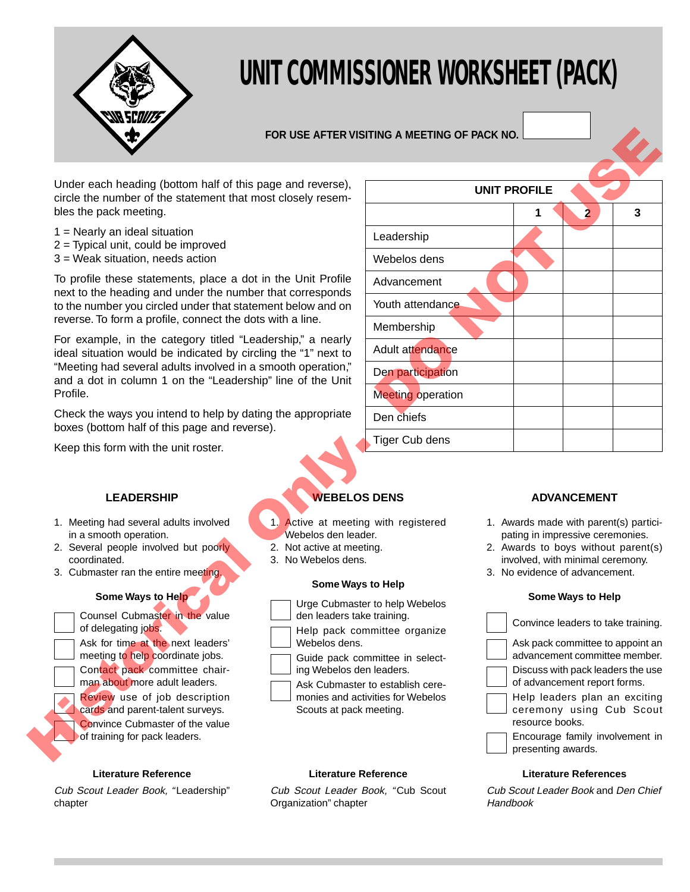# UNIT COMMISSIONER WORKSHEET (PACK)

**FOR USE AFTER VISITING A MEETING OF PACK NO.** ______

Historical Only - DO NOT USE

Under each heading (bottom half of this page and reverse), circle the number of the statement that most closely resembles the pack meeting.

1 = Nearly an ideal situation
2 = Typical unit, could be improved
3 = Weak situation, needs action

To profile these statements, place a dot in the Unit Profile next to the heading and under the number that corresponds to the number you circled under that statement below and on reverse. To form a profile, connect the dots with a line.

For example, in the category titled "Leadership," a nearly ideal situation would be indicated by circling the "1" next to "Meeting had several adults involved in a smooth operation," and a dot in column 1 on the "Leadership" line of the Unit Profile.

Check the ways you intend to help by dating the appropriate boxes (bottom half of this page and reverse).

Keep this form with the unit roster.

| UNIT PROFILE | 1 | 2 | 3 |
|---|---|---|---|
| Leadership | | | |
| Webelos dens | | | |
| Advancement | | | |
| Youth attendance | | | |
| Membership | | | |
| Adult attendance | | | |
| Den participation | | | |
| Meeting operation | | | |
| Den chiefs | | | |
| Tiger Cub dens | | | |

### LEADERSHIP

1. Meeting had several adults involved in a smooth operation.
2. Several people involved but poorly coordinated.
3. Cubmaster ran the entire meeting.

**Some Ways to Help**

- [ ] Counsel Cubmaster in the value of delegating jobs.
- [ ] Ask for time at the next leaders' meeting to help coordinate jobs.
- [ ] Contact pack committee chairman about more adult leaders.
- [ ] Review use of job description cards and parent-talent surveys.
- [ ] Convince Cubmaster of the value of training for pack leaders.

**Literature Reference**

*Cub Scout Leader Book,* "Leadership" chapter

### WEBELOS DENS

1. Active at meeting with registered Webelos den leader.
2. Not active at meeting.
3. No Webelos dens.

**Some Ways to Help**

- [ ] Urge Cubmaster to help Webelos den leaders take training.
- [ ] Help pack committee organize Webelos dens.
- [ ] Guide pack committee in selecting Webelos den leaders.
- [ ] Ask Cubmaster to establish ceremonies and activities for Webelos Scouts at pack meeting.

**Literature Reference**

*Cub Scout Leader Book,* "Cub Scout Organization" chapter

### ADVANCEMENT

1. Awards made with parent(s) participating in impressive ceremonies.
2. Awards to boys without parent(s) involved, with minimal ceremony.
3. No evidence of advancement.

**Some Ways to Help**

- [ ] Convince leaders to take training.
- [ ] Ask pack committee to appoint an advancement committee member.
- [ ] Discuss with pack leaders the use of advancement report forms.
- [ ] Help leaders plan an exciting ceremony using Cub Scout resource books.
- [ ] Encourage family involvement in presenting awards.

**Literature References**

*Cub Scout Leader Book* and *Den Chief Handbook*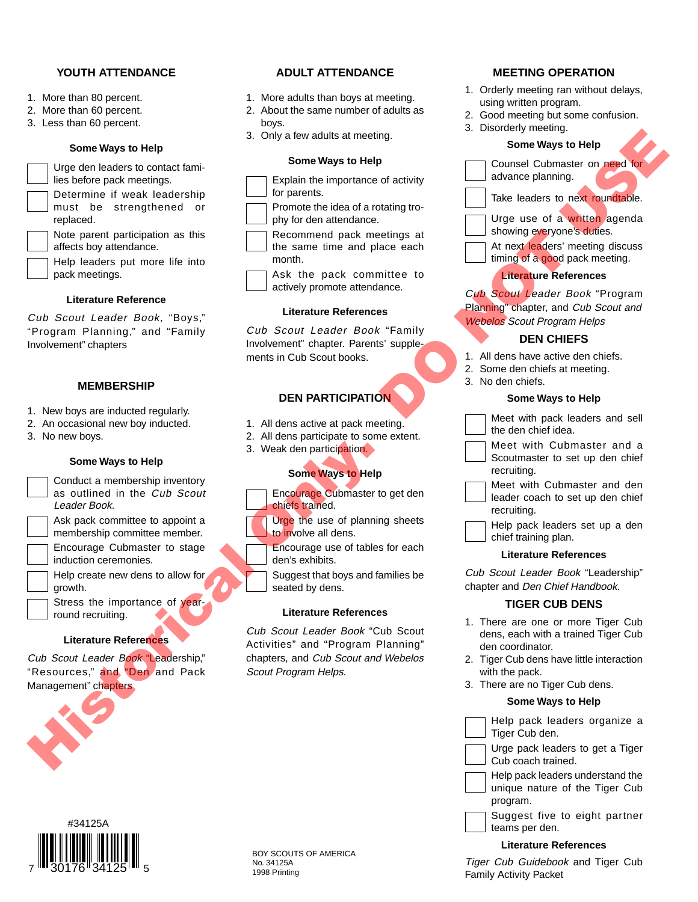## YOUTH ATTENDANCE

1. More than 80 percent.
2. More than 60 percent.
3. Less than 60 percent.

### Some Ways to Help

- ☐ Urge den leaders to contact families before pack meetings.
- ☐ Determine if weak leadership must be strengthened or replaced.
- ☐ Note parent participation as this affects boy attendance.
- ☐ Help leaders put more life into pack meetings.

### Literature Reference

*Cub Scout Leader Book,* "Boys," "Program Planning," and "Family Involvement" chapters

## MEMBERSHIP

1. New boys are inducted regularly.
2. An occasional new boy inducted.
3. No new boys.

### Some Ways to Help

- ☐ Conduct a membership inventory as outlined in the *Cub Scout Leader Book.*
- ☐ Ask pack committee to appoint a membership committee member.
- ☐ Encourage Cubmaster to stage induction ceremonies.
- ☐ Help create new dens to allow for growth.
- ☐ Stress the importance of year-round recruiting.

### Literature References

*Cub Scout Leader Book* "Leadership," "Resources," and "Den and Pack Management" chapters

## ADULT ATTENDANCE

1. More adults than boys at meeting.
2. About the same number of adults as boys.
3. Only a few adults at meeting.

### Some Ways to Help

- ☐ Explain the importance of activity for parents.
- ☐ Promote the idea of a rotating trophy for den attendance.
- ☐ Recommend pack meetings at the same time and place each month.
- ☐ Ask the pack committee to actively promote attendance.

### Literature References

*Cub Scout Leader Book* "Family Involvement" chapter. Parents' supplements in Cub Scout books.

## DEN PARTICIPATION

1. All dens active at pack meeting.
2. All dens participate to some extent.
3. Weak den participation.

### Some Ways to Help

- ☐ Encourage Cubmaster to get den chiefs trained.
- ☐ Urge the use of planning sheets to involve all dens.
- ☐ Encourage use of tables for each den's exhibits.
- ☐ Suggest that boys and families be seated by dens.

### Literature References

*Cub Scout Leader Book* "Cub Scout Activities" and "Program Planning" chapters, and *Cub Scout and Webelos Scout Program Helps.*

## MEETING OPERATION

1. Orderly meeting ran without delays, using written program.
2. Good meeting but some confusion.
3. Disorderly meeting.

### Some Ways to Help

- ☐ Counsel Cubmaster on need for advance planning.
- ☐ Take leaders to next roundtable.
- ☐ Urge use of a written agenda showing everyone's duties.
- ☐ At next leaders' meeting discuss timing of a good pack meeting.

### Literature References

*Cub Scout Leader Book* "Program Planning" chapter, and *Cub Scout and Webelos Scout Program Helps*

## DEN CHIEFS

1. All dens have active den chiefs.
2. Some den chiefs at meeting.
3. No den chiefs.

### Some Ways to Help

- ☐ Meet with pack leaders and sell the den chief idea.
- ☐ Meet with Cubmaster and a Scoutmaster to set up den chief recruiting.
- ☐ Meet with Cubmaster and den leader coach to set up den chief recruiting.
- ☐ Help pack leaders set up a den chief training plan.

### Literature References

*Cub Scout Leader Book* "Leadership" chapter and *Den Chief Handbook.*

## TIGER CUB DENS

1. There are one or more Tiger Cub dens, each with a trained Tiger Cub den coordinator.
2. Tiger Cub dens have little interaction with the pack.
3. There are no Tiger Cub dens.

### Some Ways to Help

- ☐ Help pack leaders organize a Tiger Cub den.
- ☐ Urge pack leaders to get a Tiger Cub coach trained.
- ☐ Help pack leaders understand the unique nature of the Tiger Cub program.
- ☐ Suggest five to eight partner teams per den.

### Literature References

*Tiger Cub Guidebook* and Tiger Cub Family Activity Packet

Historical Only: DO NOT USE

#34125A

7 30176 34125 5

BOY SCOUTS OF AMERICA
No. 34125A
1998 Printing